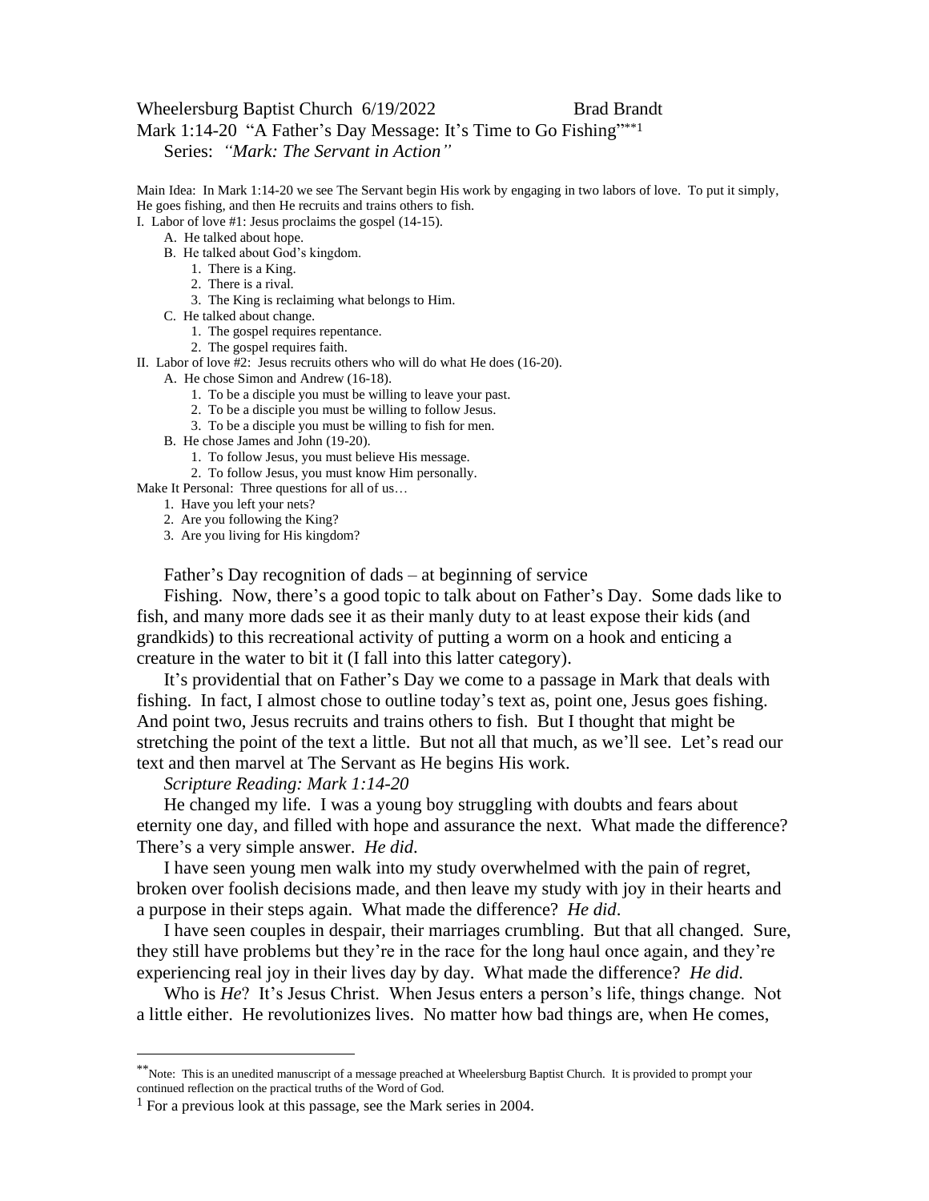Wheelersburg Baptist Church 6/19/2022 Brad Brandt

Mark 1:14-20 "A Father's Day Message: It's Time to Go Fishing"**[1]

Series: *"Mark: The Servant in Action"*

Main Idea: In Mark 1:14-20 we see The Servant begin His work by engaging in two labors of love. To put it simply, He goes fishing, and then He recruits and trains others to fish.

I. Labor of love #1: Jesus proclaims the gospel (14-15).
   - A. He talked about hope.
   - B. He talked about God's kingdom.
     1. There is a King.
     2. There is a rival.
     3. The King is reclaiming what belongs to Him.
   - C. He talked about change.
     1. The gospel requires repentance.
     2. The gospel requires faith.

II. Labor of love #2: Jesus recruits others who will do what He does (16-20).
   - A. He chose Simon and Andrew (16-18).
     1. To be a disciple you must be willing to leave your past.
     2. To be a disciple you must be willing to follow Jesus.
     3. To be a disciple you must be willing to fish for men.
   - B. He chose James and John (19-20).
     1. To follow Jesus, you must believe His message.
     2. To follow Jesus, you must know Him personally.

Make It Personal: Three questions for all of us…
1. Have you left your nets?
2. Are you following the King?
3. Are you living for His kingdom?

Father's Day recognition of dads – at beginning of service

Fishing. Now, there's a good topic to talk about on Father's Day. Some dads like to fish, and many more dads see it as their manly duty to at least expose their kids (and grandkids) to this recreational activity of putting a worm on a hook and enticing a creature in the water to bit it (I fall into this latter category).

It's providential that on Father's Day we come to a passage in Mark that deals with fishing. In fact, I almost chose to outline today's text as, point one, Jesus goes fishing. And point two, Jesus recruits and trains others to fish. But I thought that might be stretching the point of the text a little. But not all that much, as we'll see. Let's read our text and then marvel at The Servant as He begins His work.

*Scripture Reading: Mark 1:14-20*

He changed my life. I was a young boy struggling with doubts and fears about eternity one day, and filled with hope and assurance the next. What made the difference? There's a very simple answer. *He did.*

I have seen young men walk into my study overwhelmed with the pain of regret, broken over foolish decisions made, and then leave my study with joy in their hearts and a purpose in their steps again. What made the difference? *He did*.

I have seen couples in despair, their marriages crumbling. But that all changed. Sure, they still have problems but they're in the race for the long haul once again, and they're experiencing real joy in their lives day by day. What made the difference? *He did.*

Who is *He*? It's Jesus Christ. When Jesus enters a person's life, things change. Not a little either. He revolutionizes lives. No matter how bad things are, when He comes,

---

**Note: This is an unedited manuscript of a message preached at Wheelersburg Baptist Church. It is provided to prompt your continued reflection on the practical truths of the Word of God.

[1] For a previous look at this passage, see the Mark series in 2004.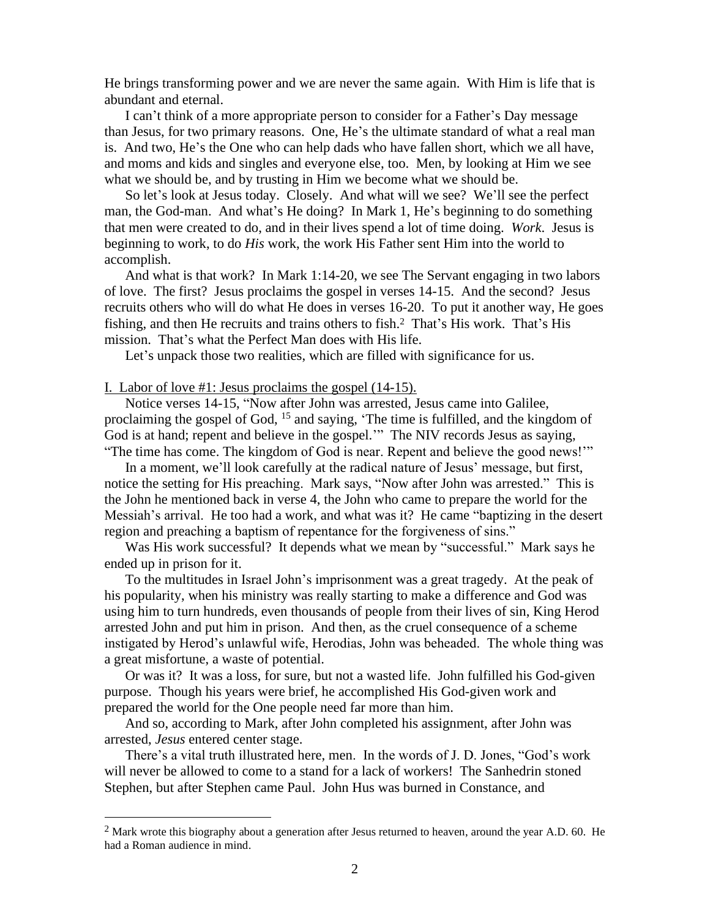He brings transforming power and we are never the same again. With Him is life that is abundant and eternal.

I can't think of a more appropriate person to consider for a Father's Day message than Jesus, for two primary reasons. One, He's the ultimate standard of what a real man is. And two, He's the One who can help dads who have fallen short, which we all have, and moms and kids and singles and everyone else, too. Men, by looking at Him we see what we should be, and by trusting in Him we become what we should be.

So let's look at Jesus today. Closely. And what will we see? We'll see the perfect man, the God-man. And what's He doing? In Mark 1, He's beginning to do something that men were created to do, and in their lives spend a lot of time doing. *Work*. Jesus is beginning to work, to do *His* work, the work His Father sent Him into the world to accomplish.

And what is that work? In Mark 1:14-20, we see The Servant engaging in two labors of love. The first? Jesus proclaims the gospel in verses 14-15. And the second? Jesus recruits others who will do what He does in verses 16-20. To put it another way, He goes fishing, and then He recruits and trains others to fish.[2] That's His work. That's His mission. That's what the Perfect Man does with His life.

Let's unpack those two realities, which are filled with significance for us.

<u>I. Labor of love #1: Jesus proclaims the gospel (14-15).</u>

Notice verses 14-15, "Now after John was arrested, Jesus came into Galilee, proclaiming the gospel of God, [15] and saying, 'The time is fulfilled, and the kingdom of God is at hand; repent and believe in the gospel.'" The NIV records Jesus as saying, "The time has come. The kingdom of God is near. Repent and believe the good news!'"

In a moment, we'll look carefully at the radical nature of Jesus' message, but first, notice the setting for His preaching. Mark says, "Now after John was arrested." This is the John he mentioned back in verse 4, the John who came to prepare the world for the Messiah's arrival. He too had a work, and what was it? He came "baptizing in the desert region and preaching a baptism of repentance for the forgiveness of sins."

Was His work successful? It depends what we mean by "successful." Mark says he ended up in prison for it.

To the multitudes in Israel John's imprisonment was a great tragedy. At the peak of his popularity, when his ministry was really starting to make a difference and God was using him to turn hundreds, even thousands of people from their lives of sin, King Herod arrested John and put him in prison. And then, as the cruel consequence of a scheme instigated by Herod's unlawful wife, Herodias, John was beheaded. The whole thing was a great misfortune, a waste of potential.

Or was it? It was a loss, for sure, but not a wasted life. John fulfilled his God-given purpose. Though his years were brief, he accomplished His God-given work and prepared the world for the One people need far more than him.

And so, according to Mark, after John completed his assignment, after John was arrested, *Jesus* entered center stage.

There's a vital truth illustrated here, men. In the words of J. D. Jones, "God's work will never be allowed to come to a stand for a lack of workers! The Sanhedrin stoned Stephen, but after Stephen came Paul. John Hus was burned in Constance, and

---

[2] Mark wrote this biography about a generation after Jesus returned to heaven, around the year A.D. 60. He had a Roman audience in mind.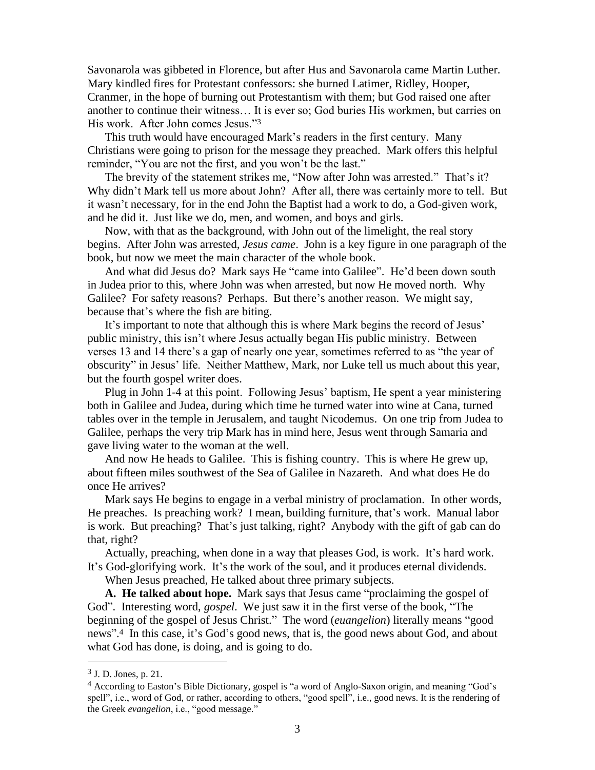Savonarola was gibbeted in Florence, but after Hus and Savonarola came Martin Luther. Mary kindled fires for Protestant confessors: she burned Latimer, Ridley, Hooper, Cranmer, in the hope of burning out Protestantism with them; but God raised one after another to continue their witness… It is ever so; God buries His workmen, but carries on His work. After John comes Jesus."[3]

This truth would have encouraged Mark's readers in the first century. Many Christians were going to prison for the message they preached. Mark offers this helpful reminder, "You are not the first, and you won't be the last."

The brevity of the statement strikes me, "Now after John was arrested." That's it? Why didn't Mark tell us more about John? After all, there was certainly more to tell. But it wasn't necessary, for in the end John the Baptist had a work to do, a God-given work, and he did it. Just like we do, men, and women, and boys and girls.

Now, with that as the background, with John out of the limelight, the real story begins. After John was arrested, *Jesus came*. John is a key figure in one paragraph of the book, but now we meet the main character of the whole book.

And what did Jesus do? Mark says He "came into Galilee". He'd been down south in Judea prior to this, where John was when arrested, but now He moved north. Why Galilee? For safety reasons? Perhaps. But there's another reason. We might say, because that's where the fish are biting.

It's important to note that although this is where Mark begins the record of Jesus' public ministry, this isn't where Jesus actually began His public ministry. Between verses 13 and 14 there's a gap of nearly one year, sometimes referred to as "the year of obscurity" in Jesus' life. Neither Matthew, Mark, nor Luke tell us much about this year, but the fourth gospel writer does.

Plug in John 1-4 at this point. Following Jesus' baptism, He spent a year ministering both in Galilee and Judea, during which time he turned water into wine at Cana, turned tables over in the temple in Jerusalem, and taught Nicodemus. On one trip from Judea to Galilee, perhaps the very trip Mark has in mind here, Jesus went through Samaria and gave living water to the woman at the well.

And now He heads to Galilee. This is fishing country. This is where He grew up, about fifteen miles southwest of the Sea of Galilee in Nazareth. And what does He do once He arrives?

Mark says He begins to engage in a verbal ministry of proclamation. In other words, He preaches. Is preaching work? I mean, building furniture, that's work. Manual labor is work. But preaching? That's just talking, right? Anybody with the gift of gab can do that, right?

Actually, preaching, when done in a way that pleases God, is work. It's hard work. It's God-glorifying work. It's the work of the soul, and it produces eternal dividends.

When Jesus preached, He talked about three primary subjects.

**A. He talked about hope.** Mark says that Jesus came "proclaiming the gospel of God". Interesting word, *gospel*. We just saw it in the first verse of the book, "The beginning of the gospel of Jesus Christ." The word (*euangelion*) literally means "good news".[4] In this case, it's God's good news, that is, the good news about God, and about what God has done, is doing, and is going to do.

---

[3] J. D. Jones, p. 21.

[4] According to Easton's Bible Dictionary, gospel is "a word of Anglo-Saxon origin, and meaning "God's spell", i.e., word of God, or rather, according to others, "good spell", i.e., good news. It is the rendering of the Greek *evangelion*, i.e., "good message."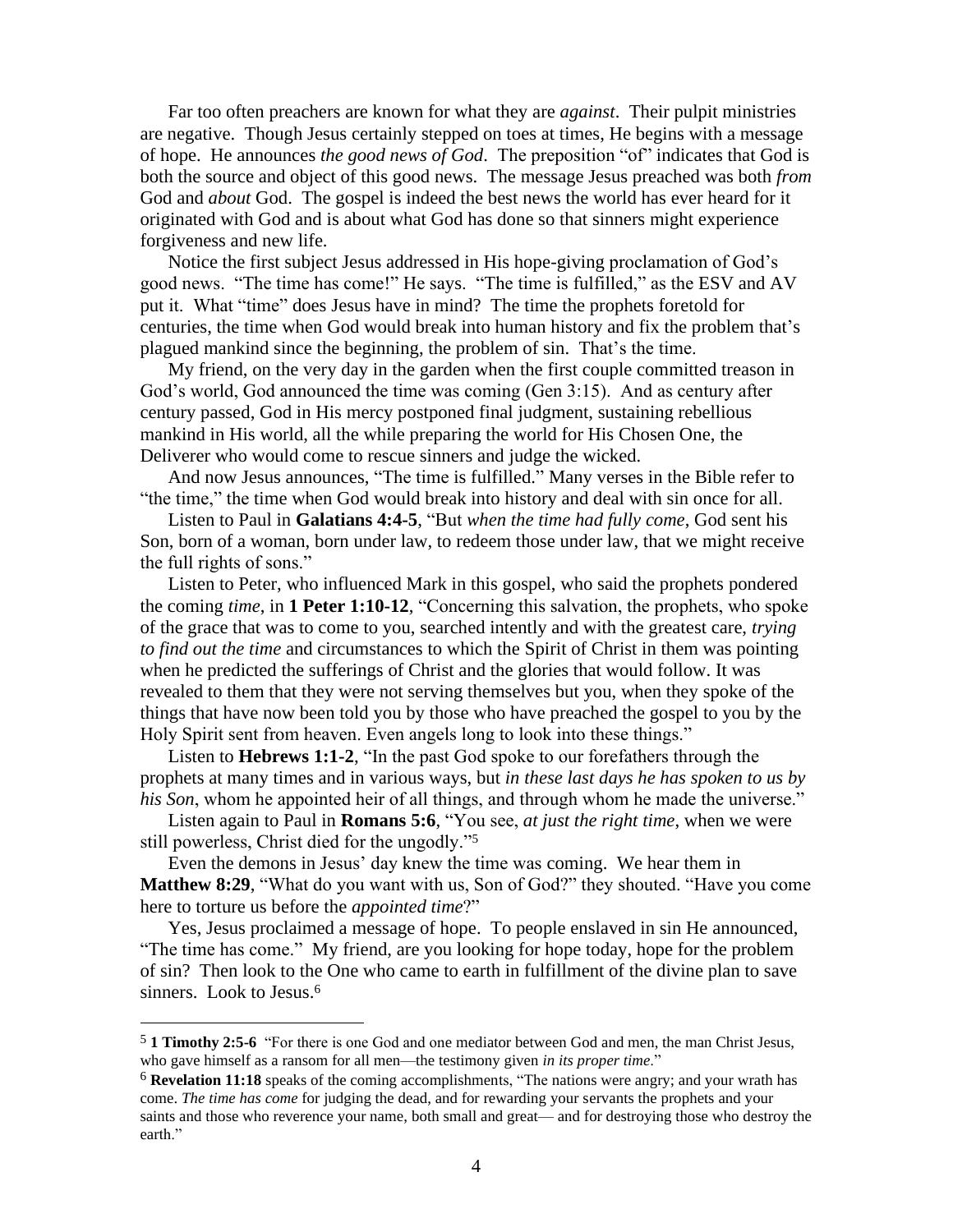Far too often preachers are known for what they are *against*. Their pulpit ministries are negative. Though Jesus certainly stepped on toes at times, He begins with a message of hope. He announces *the good news of God*. The preposition "of" indicates that God is both the source and object of this good news. The message Jesus preached was both *from* God and *about* God. The gospel is indeed the best news the world has ever heard for it originated with God and is about what God has done so that sinners might experience forgiveness and new life.

Notice the first subject Jesus addressed in His hope-giving proclamation of God's good news. "The time has come!" He says. "The time is fulfilled," as the ESV and AV put it. What "time" does Jesus have in mind? The time the prophets foretold for centuries, the time when God would break into human history and fix the problem that's plagued mankind since the beginning, the problem of sin. That's the time.

My friend, on the very day in the garden when the first couple committed treason in God's world, God announced the time was coming (Gen 3:15). And as century after century passed, God in His mercy postponed final judgment, sustaining rebellious mankind in His world, all the while preparing the world for His Chosen One, the Deliverer who would come to rescue sinners and judge the wicked.

And now Jesus announces, "The time is fulfilled." Many verses in the Bible refer to "the time," the time when God would break into history and deal with sin once for all.

Listen to Paul in **Galatians 4:4-5**, "But *when the time had fully come*, God sent his Son, born of a woman, born under law, to redeem those under law, that we might receive the full rights of sons."

Listen to Peter, who influenced Mark in this gospel, who said the prophets pondered the coming *time*, in **1 Peter 1:10-12**, "Concerning this salvation, the prophets, who spoke of the grace that was to come to you, searched intently and with the greatest care, *trying to find out the time* and circumstances to which the Spirit of Christ in them was pointing when he predicted the sufferings of Christ and the glories that would follow. It was revealed to them that they were not serving themselves but you, when they spoke of the things that have now been told you by those who have preached the gospel to you by the Holy Spirit sent from heaven. Even angels long to look into these things."

Listen to **Hebrews 1:1-2**, "In the past God spoke to our forefathers through the prophets at many times and in various ways, but *in these last days he has spoken to us by his Son*, whom he appointed heir of all things, and through whom he made the universe."

Listen again to Paul in **Romans 5:6**, "You see, *at just the right time*, when we were still powerless, Christ died for the ungodly."[5]

Even the demons in Jesus' day knew the time was coming. We hear them in **Matthew 8:29**, "What do you want with us, Son of God?" they shouted. "Have you come here to torture us before the *appointed time*?"

Yes, Jesus proclaimed a message of hope. To people enslaved in sin He announced, "The time has come." My friend, are you looking for hope today, hope for the problem of sin? Then look to the One who came to earth in fulfillment of the divine plan to save sinners. Look to Jesus.[6]

---

[5] **1 Timothy 2:5-6** "For there is one God and one mediator between God and men, the man Christ Jesus, who gave himself as a ransom for all men—the testimony given *in its proper time*."

[6] **Revelation 11:18** speaks of the coming accomplishments, "The nations were angry; and your wrath has come. *The time has come* for judging the dead, and for rewarding your servants the prophets and your saints and those who reverence your name, both small and great— and for destroying those who destroy the earth."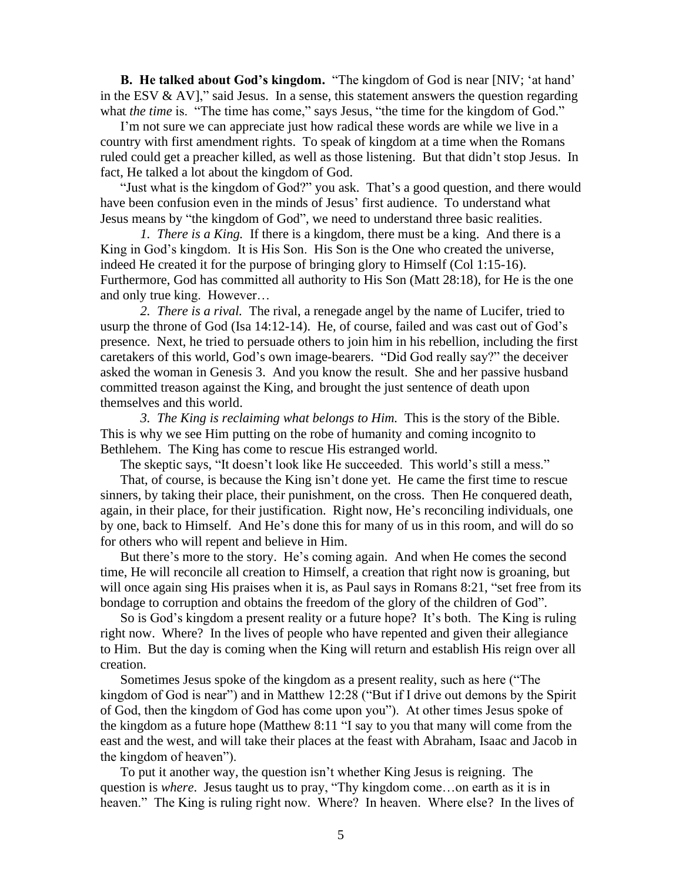**B. He talked about God's kingdom.** "The kingdom of God is near [NIV; 'at hand' in the ESV & AV]," said Jesus. In a sense, this statement answers the question regarding what *the time* is. "The time has come," says Jesus, "the time for the kingdom of God."

I'm not sure we can appreciate just how radical these words are while we live in a country with first amendment rights. To speak of kingdom at a time when the Romans ruled could get a preacher killed, as well as those listening. But that didn't stop Jesus. In fact, He talked a lot about the kingdom of God.

"Just what is the kingdom of God?" you ask. That's a good question, and there would have been confusion even in the minds of Jesus' first audience. To understand what Jesus means by "the kingdom of God", we need to understand three basic realities.

*1. There is a King.* If there is a kingdom, there must be a king. And there is a King in God's kingdom. It is His Son. His Son is the One who created the universe, indeed He created it for the purpose of bringing glory to Himself (Col 1:15-16). Furthermore, God has committed all authority to His Son (Matt 28:18), for He is the one and only true king. However…

*2. There is a rival.* The rival, a renegade angel by the name of Lucifer, tried to usurp the throne of God (Isa 14:12-14). He, of course, failed and was cast out of God's presence. Next, he tried to persuade others to join him in his rebellion, including the first caretakers of this world, God's own image-bearers. "Did God really say?" the deceiver asked the woman in Genesis 3. And you know the result. She and her passive husband committed treason against the King, and brought the just sentence of death upon themselves and this world.

*3. The King is reclaiming what belongs to Him.* This is the story of the Bible. This is why we see Him putting on the robe of humanity and coming incognito to Bethlehem. The King has come to rescue His estranged world.

The skeptic says, "It doesn't look like He succeeded. This world's still a mess."

That, of course, is because the King isn't done yet. He came the first time to rescue sinners, by taking their place, their punishment, on the cross. Then He conquered death, again, in their place, for their justification. Right now, He's reconciling individuals, one by one, back to Himself. And He's done this for many of us in this room, and will do so for others who will repent and believe in Him.

But there's more to the story. He's coming again. And when He comes the second time, He will reconcile all creation to Himself, a creation that right now is groaning, but will once again sing His praises when it is, as Paul says in Romans 8:21, "set free from its bondage to corruption and obtains the freedom of the glory of the children of God".

So is God's kingdom a present reality or a future hope? It's both. The King is ruling right now. Where? In the lives of people who have repented and given their allegiance to Him. But the day is coming when the King will return and establish His reign over all creation.

Sometimes Jesus spoke of the kingdom as a present reality, such as here ("The kingdom of God is near") and in Matthew 12:28 ("But if I drive out demons by the Spirit of God, then the kingdom of God has come upon you"). At other times Jesus spoke of the kingdom as a future hope (Matthew 8:11 "I say to you that many will come from the east and the west, and will take their places at the feast with Abraham, Isaac and Jacob in the kingdom of heaven").

To put it another way, the question isn't whether King Jesus is reigning. The question is *where*. Jesus taught us to pray, "Thy kingdom come…on earth as it is in heaven." The King is ruling right now. Where? In heaven. Where else? In the lives of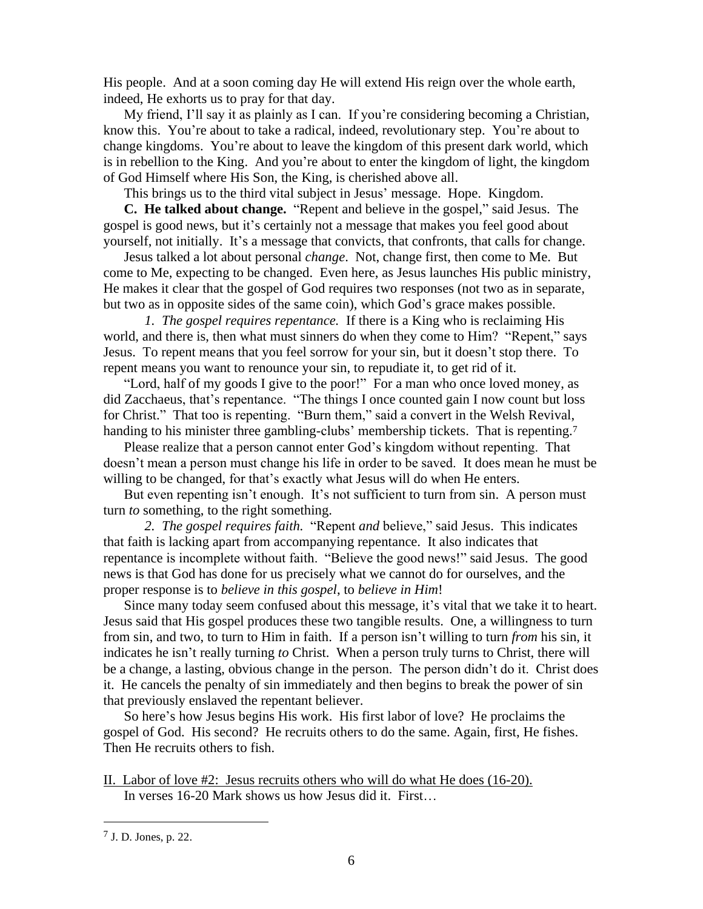His people. And at a soon coming day He will extend His reign over the whole earth, indeed, He exhorts us to pray for that day.

My friend, I'll say it as plainly as I can. If you're considering becoming a Christian, know this. You're about to take a radical, indeed, revolutionary step. You're about to change kingdoms. You're about to leave the kingdom of this present dark world, which is in rebellion to the King. And you're about to enter the kingdom of light, the kingdom of God Himself where His Son, the King, is cherished above all.

This brings us to the third vital subject in Jesus' message. Hope. Kingdom.

**C. He talked about change.** "Repent and believe in the gospel," said Jesus. The gospel is good news, but it's certainly not a message that makes you feel good about yourself, not initially. It's a message that convicts, that confronts, that calls for change.

Jesus talked a lot about personal *change*. Not, change first, then come to Me. But come to Me, expecting to be changed. Even here, as Jesus launches His public ministry, He makes it clear that the gospel of God requires two responses (not two as in separate, but two as in opposite sides of the same coin), which God's grace makes possible.

*1. The gospel requires repentance.* If there is a King who is reclaiming His world, and there is, then what must sinners do when they come to Him? "Repent," says Jesus. To repent means that you feel sorrow for your sin, but it doesn't stop there. To repent means you want to renounce your sin, to repudiate it, to get rid of it.

"Lord, half of my goods I give to the poor!" For a man who once loved money, as did Zacchaeus, that's repentance. "The things I once counted gain I now count but loss for Christ." That too is repenting. "Burn them," said a convert in the Welsh Revival, handing to his minister three gambling-clubs' membership tickets. That is repenting.[7]

Please realize that a person cannot enter God's kingdom without repenting. That doesn't mean a person must change his life in order to be saved. It does mean he must be willing to be changed, for that's exactly what Jesus will do when He enters.

But even repenting isn't enough. It's not sufficient to turn from sin. A person must turn *to* something, to the right something.

*2. The gospel requires faith.* "Repent *and* believe," said Jesus. This indicates that faith is lacking apart from accompanying repentance. It also indicates that repentance is incomplete without faith. "Believe the good news!" said Jesus. The good news is that God has done for us precisely what we cannot do for ourselves, and the proper response is to *believe in this gospel*, to *believe in Him*!

Since many today seem confused about this message, it's vital that we take it to heart. Jesus said that His gospel produces these two tangible results. One, a willingness to turn from sin, and two, to turn to Him in faith. If a person isn't willing to turn *from* his sin, it indicates he isn't really turning *to* Christ. When a person truly turns to Christ, there will be a change, a lasting, obvious change in the person. The person didn't do it. Christ does it. He cancels the penalty of sin immediately and then begins to break the power of sin that previously enslaved the repentant believer.

So here's how Jesus begins His work. His first labor of love? He proclaims the gospel of God. His second? He recruits others to do the same. Again, first, He fishes. Then He recruits others to fish.

<u>II. Labor of love #2: Jesus recruits others who will do what He does (16-20).</u>

In verses 16-20 Mark shows us how Jesus did it. First…

---

[7] J. D. Jones, p. 22.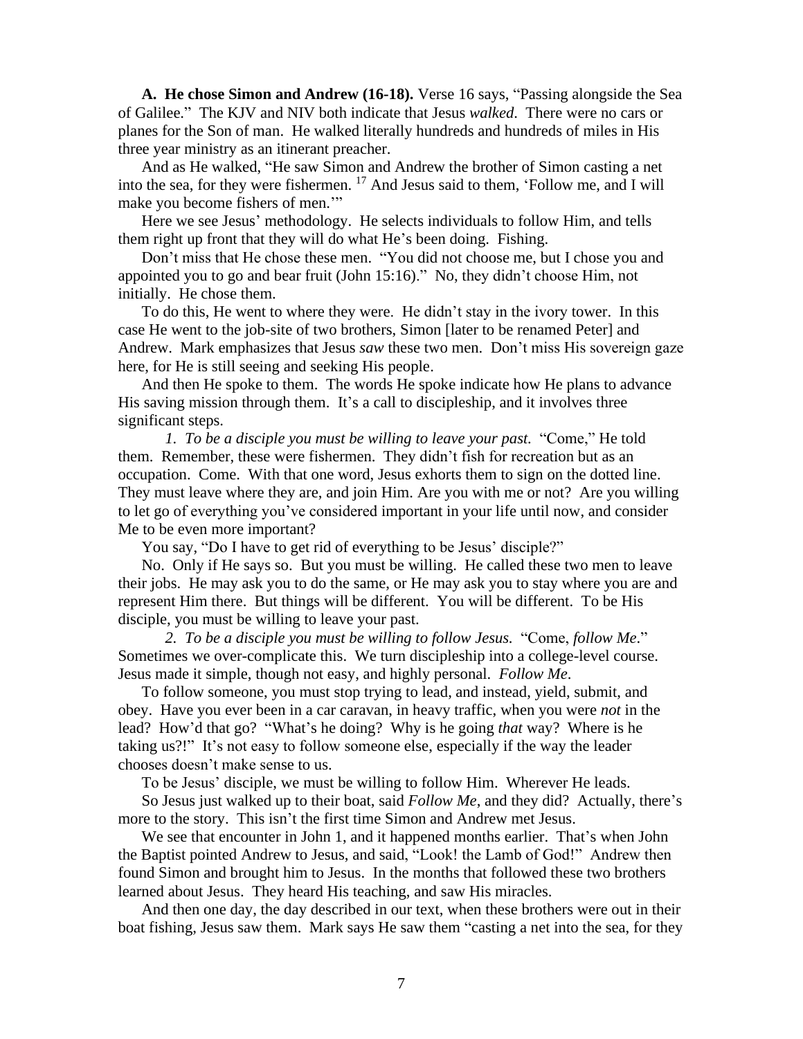**A. He chose Simon and Andrew (16-18).** Verse 16 says, "Passing alongside the Sea of Galilee." The KJV and NIV both indicate that Jesus *walked*. There were no cars or planes for the Son of man. He walked literally hundreds and hundreds of miles in His three year ministry as an itinerant preacher.

And as He walked, "He saw Simon and Andrew the brother of Simon casting a net into the sea, for they were fishermen. [17] And Jesus said to them, 'Follow me, and I will make you become fishers of men.'"

Here we see Jesus' methodology. He selects individuals to follow Him, and tells them right up front that they will do what He's been doing. Fishing.

Don't miss that He chose these men. "You did not choose me, but I chose you and appointed you to go and bear fruit (John 15:16)." No, they didn't choose Him, not initially. He chose them.

To do this, He went to where they were. He didn't stay in the ivory tower. In this case He went to the job-site of two brothers, Simon [later to be renamed Peter] and Andrew. Mark emphasizes that Jesus *saw* these two men. Don't miss His sovereign gaze here, for He is still seeing and seeking His people.

And then He spoke to them. The words He spoke indicate how He plans to advance His saving mission through them. It's a call to discipleship, and it involves three significant steps.

*1. To be a disciple you must be willing to leave your past.* "Come," He told them. Remember, these were fishermen. They didn't fish for recreation but as an occupation. Come. With that one word, Jesus exhorts them to sign on the dotted line. They must leave where they are, and join Him. Are you with me or not? Are you willing to let go of everything you've considered important in your life until now, and consider Me to be even more important?

You say, "Do I have to get rid of everything to be Jesus' disciple?"

No. Only if He says so. But you must be willing. He called these two men to leave their jobs. He may ask you to do the same, or He may ask you to stay where you are and represent Him there. But things will be different. You will be different. To be His disciple, you must be willing to leave your past.

*2. To be a disciple you must be willing to follow Jesus.* "Come, *follow Me*." Sometimes we over-complicate this. We turn discipleship into a college-level course. Jesus made it simple, though not easy, and highly personal. *Follow Me*.

To follow someone, you must stop trying to lead, and instead, yield, submit, and obey. Have you ever been in a car caravan, in heavy traffic, when you were *not* in the lead? How'd that go? "What's he doing? Why is he going *that* way? Where is he taking us?!" It's not easy to follow someone else, especially if the way the leader chooses doesn't make sense to us.

To be Jesus' disciple, we must be willing to follow Him. Wherever He leads.

So Jesus just walked up to their boat, said *Follow Me*, and they did? Actually, there's more to the story. This isn't the first time Simon and Andrew met Jesus.

We see that encounter in John 1, and it happened months earlier. That's when John the Baptist pointed Andrew to Jesus, and said, "Look! the Lamb of God!" Andrew then found Simon and brought him to Jesus. In the months that followed these two brothers learned about Jesus. They heard His teaching, and saw His miracles.

And then one day, the day described in our text, when these brothers were out in their boat fishing, Jesus saw them. Mark says He saw them "casting a net into the sea, for they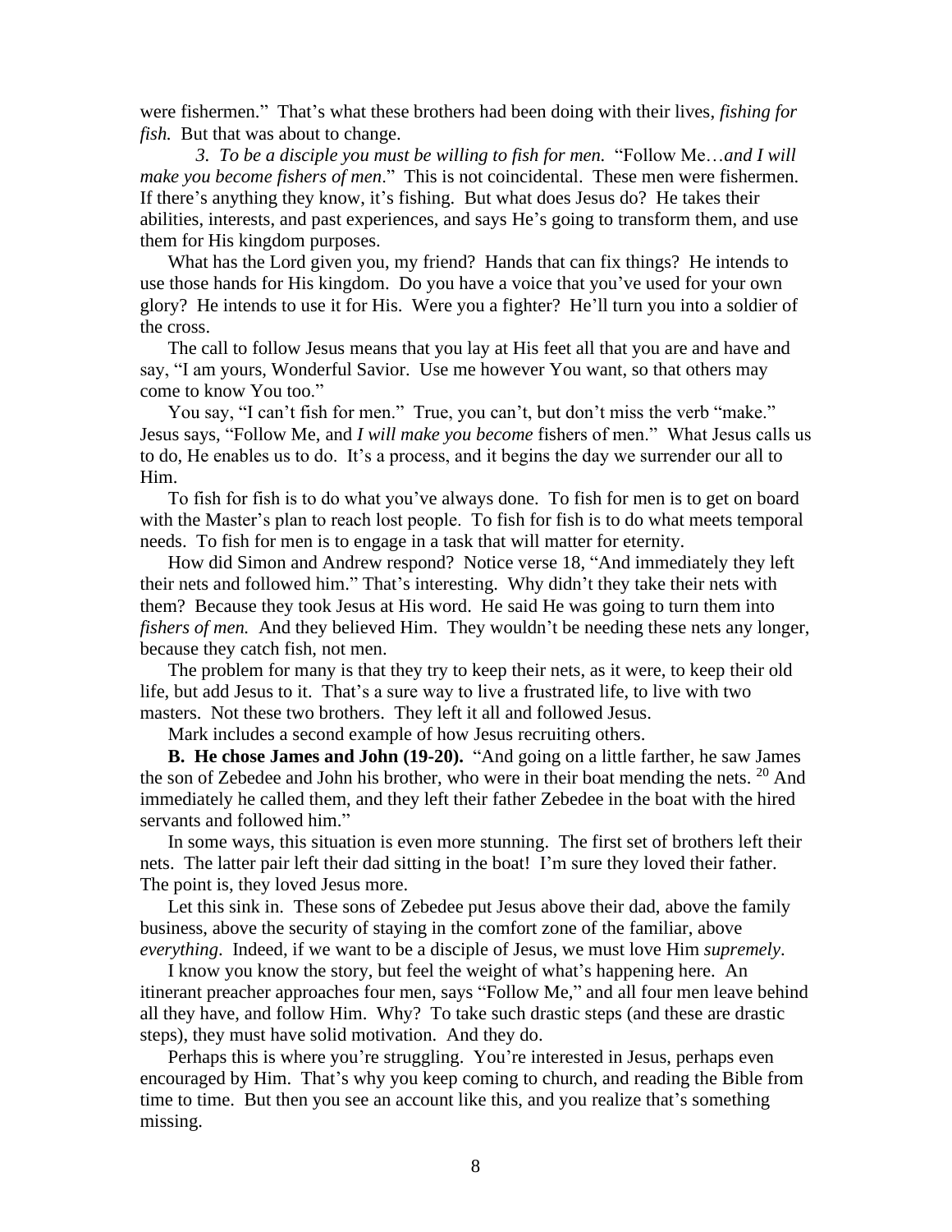were fishermen." That's what these brothers had been doing with their lives, *fishing for fish.* But that was about to change.

*3. To be a disciple you must be willing to fish for men.* "Follow Me…*and I will make you become fishers of men*." This is not coincidental. These men were fishermen. If there's anything they know, it's fishing. But what does Jesus do? He takes their abilities, interests, and past experiences, and says He's going to transform them, and use them for His kingdom purposes.

What has the Lord given you, my friend? Hands that can fix things? He intends to use those hands for His kingdom. Do you have a voice that you've used for your own glory? He intends to use it for His. Were you a fighter? He'll turn you into a soldier of the cross.

The call to follow Jesus means that you lay at His feet all that you are and have and say, "I am yours, Wonderful Savior. Use me however You want, so that others may come to know You too."

You say, "I can't fish for men." True, you can't, but don't miss the verb "make." Jesus says, "Follow Me, and *I will make you become* fishers of men." What Jesus calls us to do, He enables us to do. It's a process, and it begins the day we surrender our all to Him.

To fish for fish is to do what you've always done. To fish for men is to get on board with the Master's plan to reach lost people. To fish for fish is to do what meets temporal needs. To fish for men is to engage in a task that will matter for eternity.

How did Simon and Andrew respond? Notice verse 18, "And immediately they left their nets and followed him." That's interesting. Why didn't they take their nets with them? Because they took Jesus at His word. He said He was going to turn them into *fishers of men.* And they believed Him. They wouldn't be needing these nets any longer, because they catch fish, not men.

The problem for many is that they try to keep their nets, as it were, to keep their old life, but add Jesus to it. That's a sure way to live a frustrated life, to live with two masters. Not these two brothers. They left it all and followed Jesus.

Mark includes a second example of how Jesus recruiting others.

**B. He chose James and John (19-20).** "And going on a little farther, he saw James the son of Zebedee and John his brother, who were in their boat mending the nets. [20] And immediately he called them, and they left their father Zebedee in the boat with the hired servants and followed him."

In some ways, this situation is even more stunning. The first set of brothers left their nets. The latter pair left their dad sitting in the boat! I'm sure they loved their father. The point is, they loved Jesus more.

Let this sink in. These sons of Zebedee put Jesus above their dad, above the family business, above the security of staying in the comfort zone of the familiar, above *everything*. Indeed, if we want to be a disciple of Jesus, we must love Him *supremely*.

I know you know the story, but feel the weight of what's happening here. An itinerant preacher approaches four men, says "Follow Me," and all four men leave behind all they have, and follow Him. Why? To take such drastic steps (and these are drastic steps), they must have solid motivation. And they do.

Perhaps this is where you're struggling. You're interested in Jesus, perhaps even encouraged by Him. That's why you keep coming to church, and reading the Bible from time to time. But then you see an account like this, and you realize that's something missing.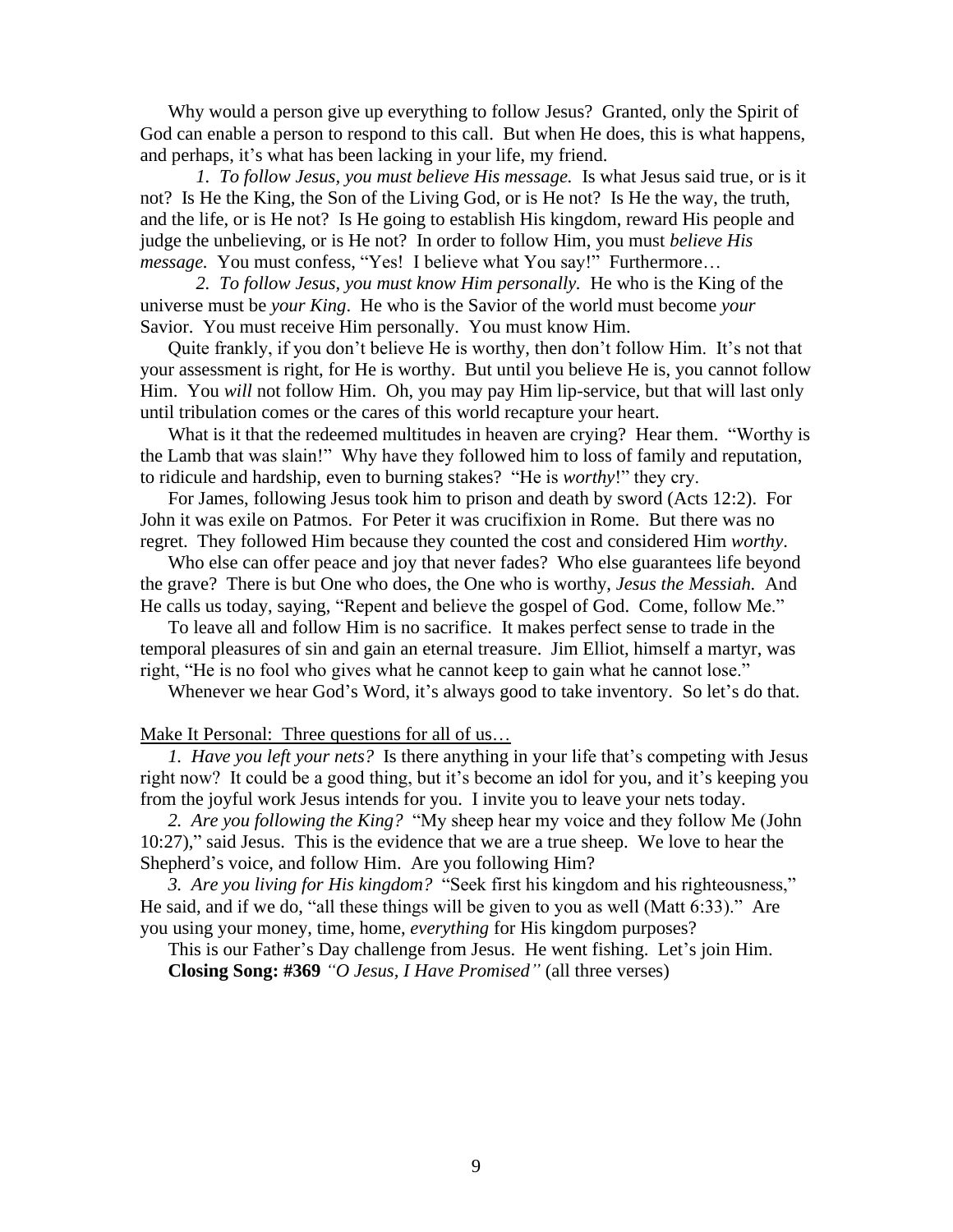Why would a person give up everything to follow Jesus? Granted, only the Spirit of God can enable a person to respond to this call. But when He does, this is what happens, and perhaps, it's what has been lacking in your life, my friend.

*1. To follow Jesus, you must believe His message.* Is what Jesus said true, or is it not? Is He the King, the Son of the Living God, or is He not? Is He the way, the truth, and the life, or is He not? Is He going to establish His kingdom, reward His people and judge the unbelieving, or is He not? In order to follow Him, you must *believe His message.* You must confess, "Yes! I believe what You say!" Furthermore…

*2. To follow Jesus, you must know Him personally.* He who is the King of the universe must be *your King*. He who is the Savior of the world must become *your* Savior. You must receive Him personally. You must know Him.

Quite frankly, if you don't believe He is worthy, then don't follow Him. It's not that your assessment is right, for He is worthy. But until you believe He is, you cannot follow Him. You *will* not follow Him. Oh, you may pay Him lip-service, but that will last only until tribulation comes or the cares of this world recapture your heart.

What is it that the redeemed multitudes in heaven are crying? Hear them. "Worthy is the Lamb that was slain!" Why have they followed him to loss of family and reputation, to ridicule and hardship, even to burning stakes? "He is *worthy*!" they cry.

For James, following Jesus took him to prison and death by sword (Acts 12:2). For John it was exile on Patmos. For Peter it was crucifixion in Rome. But there was no regret. They followed Him because they counted the cost and considered Him *worthy*.

Who else can offer peace and joy that never fades? Who else guarantees life beyond the grave? There is but One who does, the One who is worthy, *Jesus the Messiah.* And He calls us today, saying, "Repent and believe the gospel of God. Come, follow Me."

To leave all and follow Him is no sacrifice. It makes perfect sense to trade in the temporal pleasures of sin and gain an eternal treasure. Jim Elliot, himself a martyr, was right, "He is no fool who gives what he cannot keep to gain what he cannot lose."

Whenever we hear God's Word, it's always good to take inventory. So let's do that.

<u>Make It Personal: Three questions for all of us…</u>

*1. Have you left your nets?* Is there anything in your life that's competing with Jesus right now? It could be a good thing, but it's become an idol for you, and it's keeping you from the joyful work Jesus intends for you. I invite you to leave your nets today.

*2. Are you following the King?* "My sheep hear my voice and they follow Me (John 10:27)," said Jesus. This is the evidence that we are a true sheep. We love to hear the Shepherd's voice, and follow Him. Are you following Him?

*3. Are you living for His kingdom?* "Seek first his kingdom and his righteousness," He said, and if we do, "all these things will be given to you as well (Matt 6:33)." Are you using your money, time, home, *everything* for His kingdom purposes?

This is our Father's Day challenge from Jesus. He went fishing. Let's join Him.

**Closing Song: #369** *"O Jesus, I Have Promised"* (all three verses)